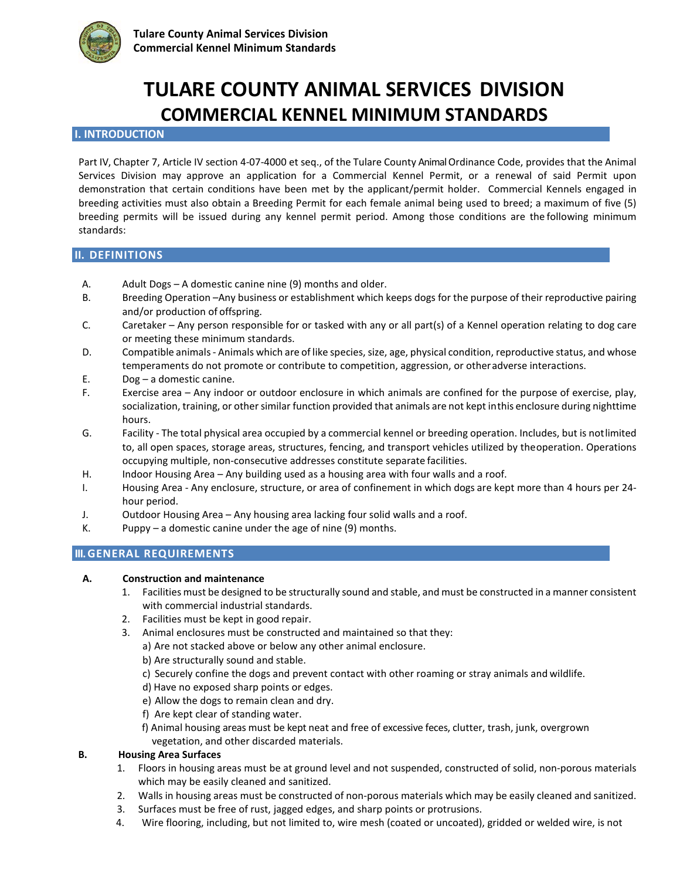# TULARE COUNTY ANIMAL SERVICES DIVISION
## COMMERCIAL KENNEL MINIMUM STANDARDS

### I. INTRODUCTION

Part IV, Chapter 7, Article IV section 4-07-4000 et seq., of the Tulare County Animal Ordinance Code, provides that the Animal Services Division may approve an application for a Commercial Kennel Permit, or a renewal of said Permit upon demonstration that certain conditions have been met by the applicant/permit holder. Commercial Kennels engaged in breeding activities must also obtain a Breeding Permit for each female animal being used to breed; a maximum of five (5) breeding permits will be issued during any kennel permit period. Among those conditions are the following minimum standards:

### II. DEFINITIONS

A. Adult Dogs – A domestic canine nine (9) months and older.

B. Breeding Operation –Any business or establishment which keeps dogs for the purpose of their reproductive pairing and/or production of offspring.

C. Caretaker – Any person responsible for or tasked with any or all part(s) of a Kennel operation relating to dog care or meeting these minimum standards.

D. Compatible animals - Animals which are of like species, size, age, physical condition, reproductive status, and whose temperaments do not promote or contribute to competition, aggression, or other adverse interactions.

E. Dog – a domestic canine.

F. Exercise area – Any indoor or outdoor enclosure in which animals are confined for the purpose of exercise, play, socialization, training, or other similar function provided that animals are not kept in this enclosure during nighttime hours.

G. Facility - The total physical area occupied by a commercial kennel or breeding operation. Includes, but is not limited to, all open spaces, storage areas, structures, fencing, and transport vehicles utilized by the operation. Operations occupying multiple, non-consecutive addresses constitute separate facilities.

H. Indoor Housing Area – Any building used as a housing area with four walls and a roof.

I. Housing Area - Any enclosure, structure, or area of confinement in which dogs are kept more than 4 hours per 24-hour period.

J. Outdoor Housing Area – Any housing area lacking four solid walls and a roof.

K. Puppy – a domestic canine under the age of nine (9) months.

### III. GENERAL REQUIREMENTS

**A. Construction and maintenance**

1. Facilities must be designed to be structurally sound and stable, and must be constructed in a manner consistent with commercial industrial standards.
2. Facilities must be kept in good repair.
3. Animal enclosures must be constructed and maintained so that they:
   a) Are not stacked above or below any other animal enclosure.
   b) Are structurally sound and stable.
   c) Securely confine the dogs and prevent contact with other roaming or stray animals and wildlife.
   d) Have no exposed sharp points or edges.
   e) Allow the dogs to remain clean and dry.
   f) Are kept clear of standing water.
   f) Animal housing areas must be kept neat and free of excessive feces, clutter, trash, junk, overgrown vegetation, and other discarded materials.

**B. Housing Area Surfaces**

1. Floors in housing areas must be at ground level and not suspended, constructed of solid, non-porous materials which may be easily cleaned and sanitized.
2. Walls in housing areas must be constructed of non-porous materials which may be easily cleaned and sanitized.
3. Surfaces must be free of rust, jagged edges, and sharp points or protrusions.
4. Wire flooring, including, but not limited to, wire mesh (coated or uncoated), gridded or welded wire, is not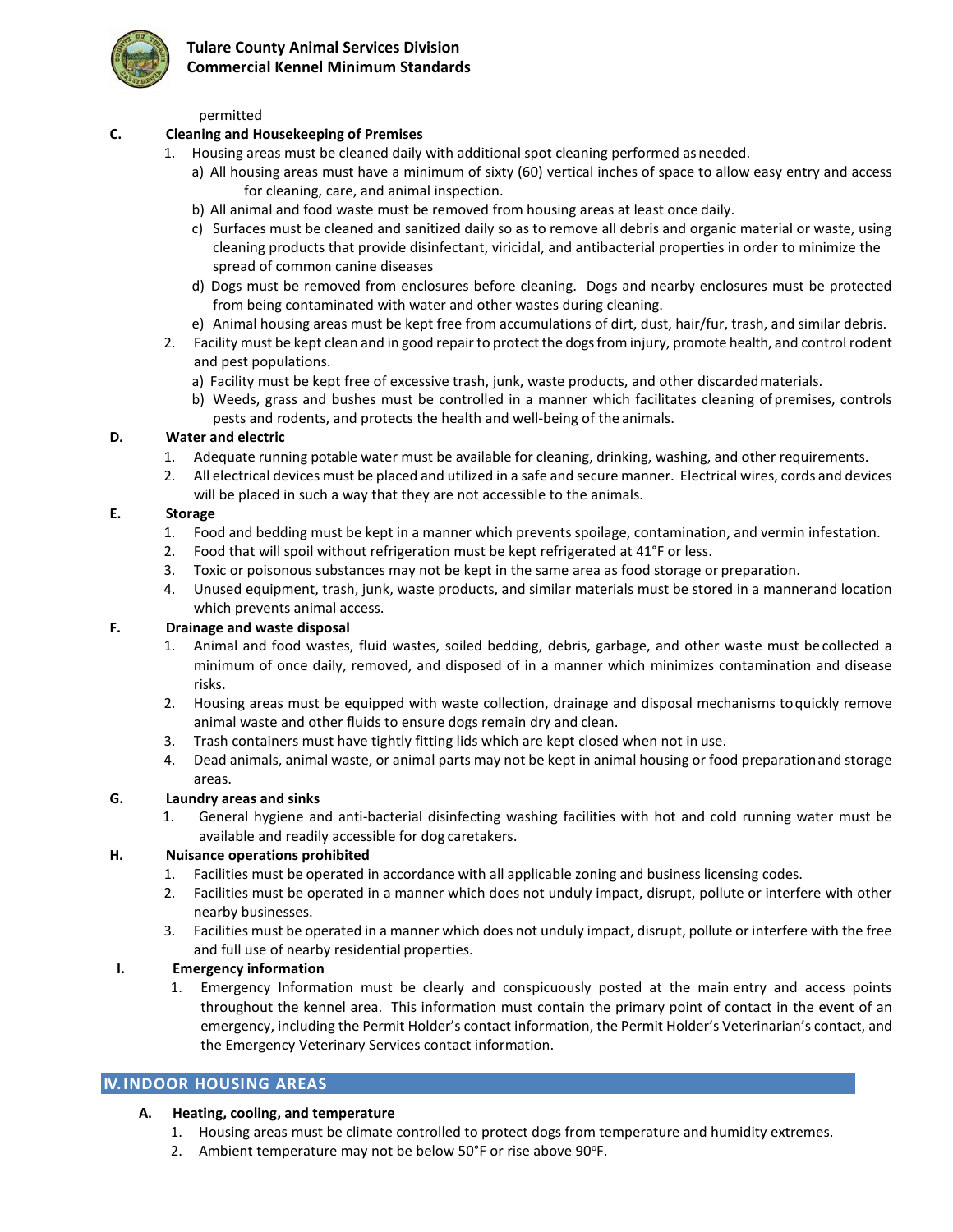permitted

**C. Cleaning and Housekeeping of Premises**

1. Housing areas must be cleaned daily with additional spot cleaning performed as needed.
   a) All housing areas must have a minimum of sixty (60) vertical inches of space to allow easy entry and access for cleaning, care, and animal inspection.
   b) All animal and food waste must be removed from housing areas at least once daily.
   c) Surfaces must be cleaned and sanitized daily so as to remove all debris and organic material or waste, using cleaning products that provide disinfectant, viricidal, and antibacterial properties in order to minimize the spread of common canine diseases
   d) Dogs must be removed from enclosures before cleaning. Dogs and nearby enclosures must be protected from being contaminated with water and other wastes during cleaning.
   e) Animal housing areas must be kept free from accumulations of dirt, dust, hair/fur, trash, and similar debris.
2. Facility must be kept clean and in good repair to protect the dogs from injury, promote health, and control rodent and pest populations.
   a) Facility must be kept free of excessive trash, junk, waste products, and other discarded materials.
   b) Weeds, grass and bushes must be controlled in a manner which facilitates cleaning of premises, controls pests and rodents, and protects the health and well-being of the animals.

**D. Water and electric**

1. Adequate running potable water must be available for cleaning, drinking, washing, and other requirements.
2. All electrical devices must be placed and utilized in a safe and secure manner. Electrical wires, cords and devices will be placed in such a way that they are not accessible to the animals.

**E. Storage**

1. Food and bedding must be kept in a manner which prevents spoilage, contamination, and vermin infestation.
2. Food that will spoil without refrigeration must be kept refrigerated at 41°F or less.
3. Toxic or poisonous substances may not be kept in the same area as food storage or preparation.
4. Unused equipment, trash, junk, waste products, and similar materials must be stored in a manner and location which prevents animal access.

**F. Drainage and waste disposal**

1. Animal and food wastes, fluid wastes, soiled bedding, debris, garbage, and other waste must be collected a minimum of once daily, removed, and disposed of in a manner which minimizes contamination and disease risks.
2. Housing areas must be equipped with waste collection, drainage and disposal mechanisms to quickly remove animal waste and other fluids to ensure dogs remain dry and clean.
3. Trash containers must have tightly fitting lids which are kept closed when not in use.
4. Dead animals, animal waste, or animal parts may not be kept in animal housing or food preparation and storage areas.

**G. Laundry areas and sinks**

1. General hygiene and anti-bacterial disinfecting washing facilities with hot and cold running water must be available and readily accessible for dog caretakers.

**H. Nuisance operations prohibited**

1. Facilities must be operated in accordance with all applicable zoning and business licensing codes.
2. Facilities must be operated in a manner which does not unduly impact, disrupt, pollute or interfere with other nearby businesses.
3. Facilities must be operated in a manner which does not unduly impact, disrupt, pollute or interfere with the free and full use of nearby residential properties.

**I. Emergency information**

1. Emergency Information must be clearly and conspicuously posted at the main entry and access points throughout the kennel area. This information must contain the primary point of contact in the event of an emergency, including the Permit Holder's contact information, the Permit Holder's Veterinarian's contact, and the Emergency Veterinary Services contact information.

## IV. INDOOR HOUSING AREAS

**A. Heating, cooling, and temperature**

1. Housing areas must be climate controlled to protect dogs from temperature and humidity extremes.
2. Ambient temperature may not be below 50°F or rise above 90°F.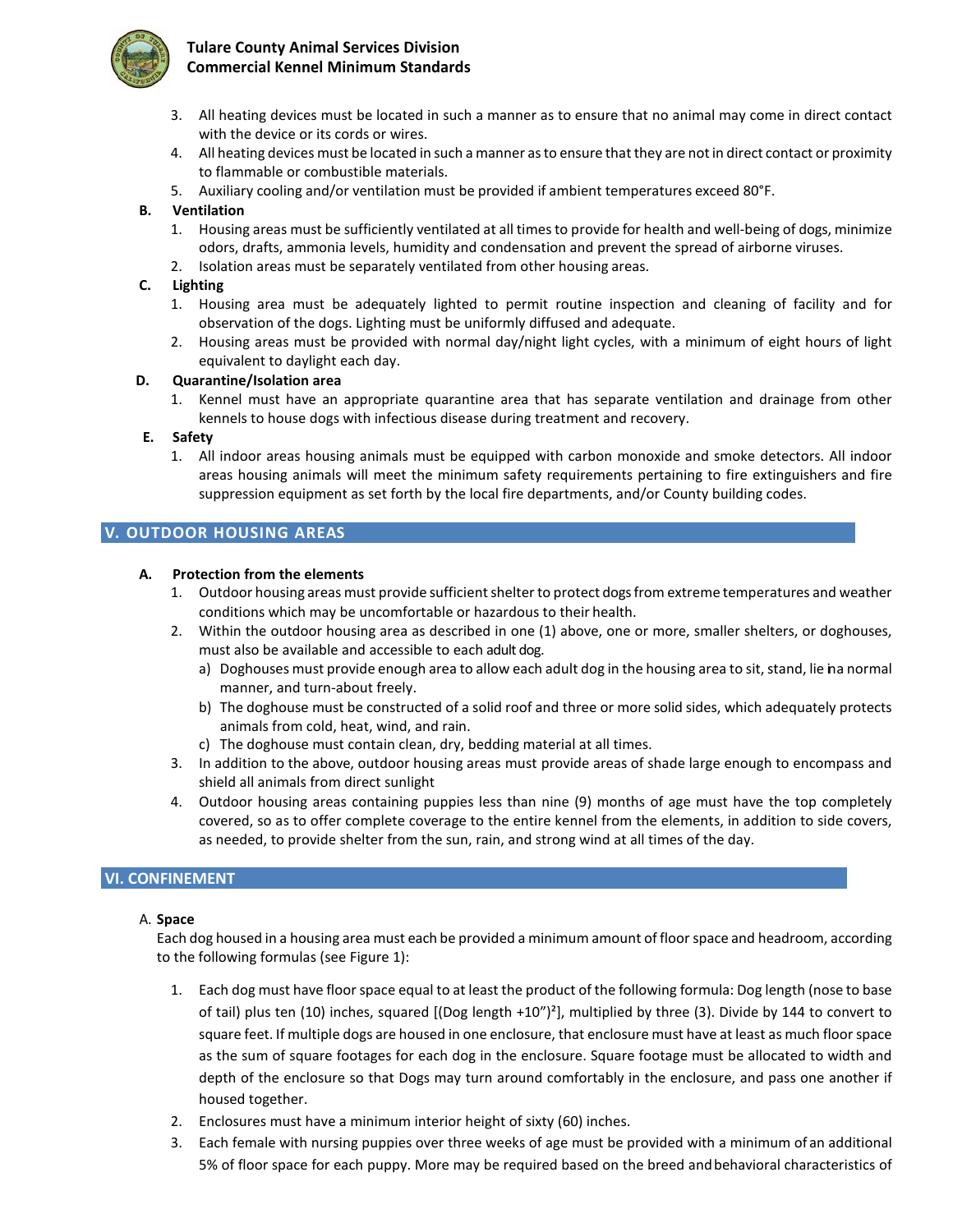3. All heating devices must be located in such a manner as to ensure that no animal may come in direct contact with the device or its cords or wires.
4. All heating devices must be located in such a manner as to ensure that they are not in direct contact or proximity to flammable or combustible materials.
5. Auxiliary cooling and/or ventilation must be provided if ambient temperatures exceed 80°F.

**B. Ventilation**

1. Housing areas must be sufficiently ventilated at all times to provide for health and well-being of dogs, minimize odors, drafts, ammonia levels, humidity and condensation and prevent the spread of airborne viruses.
2. Isolation areas must be separately ventilated from other housing areas.

**C. Lighting**

1. Housing area must be adequately lighted to permit routine inspection and cleaning of facility and for observation of the dogs. Lighting must be uniformly diffused and adequate.
2. Housing areas must be provided with normal day/night light cycles, with a minimum of eight hours of light equivalent to daylight each day.

**D. Quarantine/Isolation area**

1. Kennel must have an appropriate quarantine area that has separate ventilation and drainage from other kennels to house dogs with infectious disease during treatment and recovery.

**E. Safety**

1. All indoor areas housing animals must be equipped with carbon monoxide and smoke detectors. All indoor areas housing animals will meet the minimum safety requirements pertaining to fire extinguishers and fire suppression equipment as set forth by the local fire departments, and/or County building codes.

## V. OUTDOOR HOUSING AREAS

**A. Protection from the elements**

1. Outdoor housing areas must provide sufficient shelter to protect dogs from extreme temperatures and weather conditions which may be uncomfortable or hazardous to their health.
2. Within the outdoor housing area as described in one (1) above, one or more, smaller shelters, or doghouses, must also be available and accessible to each adult dog.
   a) Doghouses must provide enough area to allow each adult dog in the housing area to sit, stand, lie in a normal manner, and turn-about freely.
   b) The doghouse must be constructed of a solid roof and three or more solid sides, which adequately protects animals from cold, heat, wind, and rain.
   c) The doghouse must contain clean, dry, bedding material at all times.
3. In addition to the above, outdoor housing areas must provide areas of shade large enough to encompass and shield all animals from direct sunlight
4. Outdoor housing areas containing puppies less than nine (9) months of age must have the top completely covered, so as to offer complete coverage to the entire kennel from the elements, in addition to side covers, as needed, to provide shelter from the sun, rain, and strong wind at all times of the day.

## VI. CONFINEMENT

A. **Space**

Each dog housed in a housing area must each be provided a minimum amount of floor space and headroom, according to the following formulas (see Figure 1):

1. Each dog must have floor space equal to at least the product of the following formula: Dog length (nose to base of tail) plus ten (10) inches, squared [(Dog length +10")$^2$], multiplied by three (3). Divide by 144 to convert to square feet. If multiple dogs are housed in one enclosure, that enclosure must have at least as much floor space as the sum of square footages for each dog in the enclosure. Square footage must be allocated to width and depth of the enclosure so that Dogs may turn around comfortably in the enclosure, and pass one another if housed together.
2. Enclosures must have a minimum interior height of sixty (60) inches.
3. Each female with nursing puppies over three weeks of age must be provided with a minimum of an additional 5% of floor space for each puppy. More may be required based on the breed and behavioral characteristics of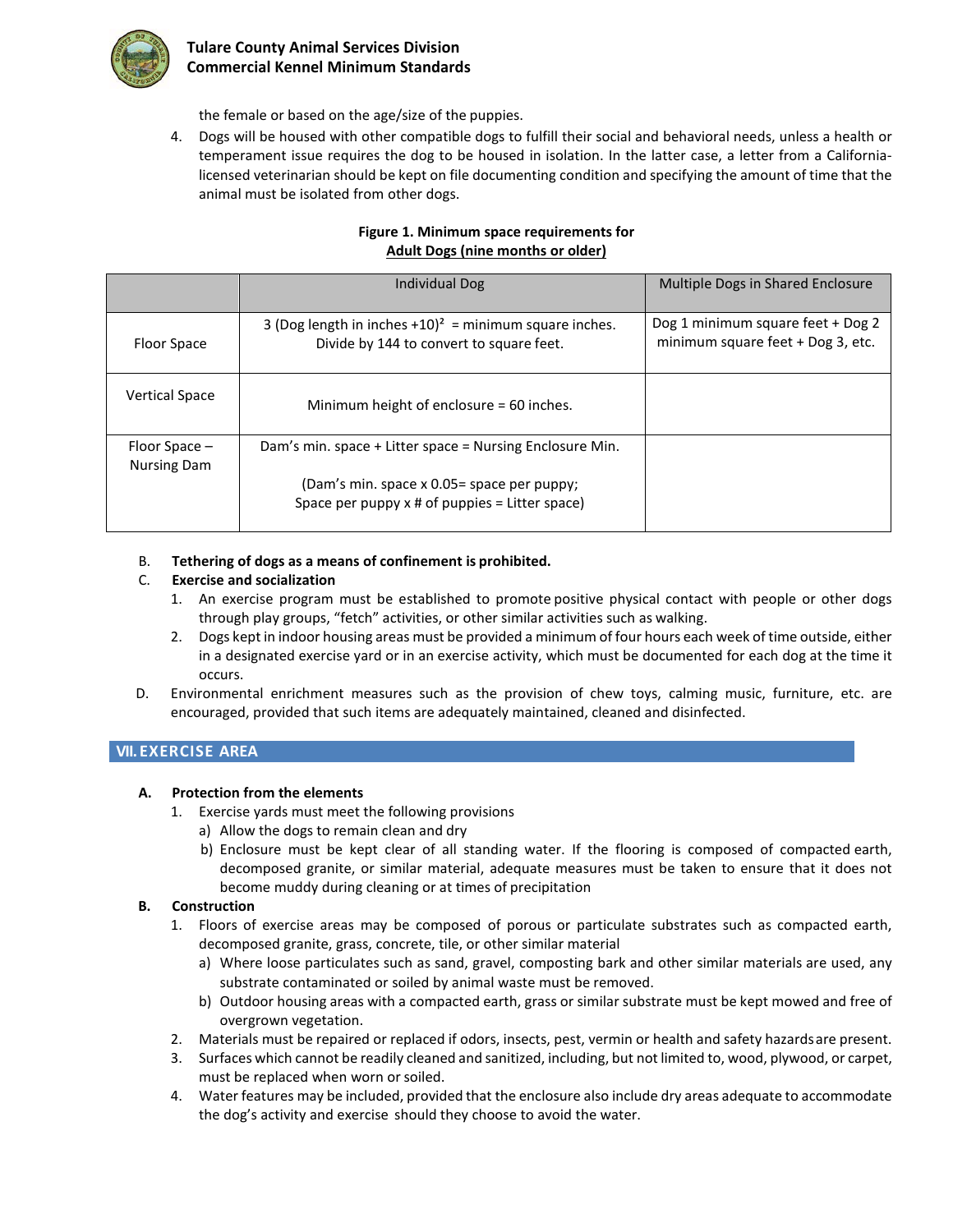the female or based on the age/size of the puppies.

4. Dogs will be housed with other compatible dogs to fulfill their social and behavioral needs, unless a health or temperament issue requires the dog to be housed in isolation. In the latter case, a letter from a California-licensed veterinarian should be kept on file documenting condition and specifying the amount of time that the animal must be isolated from other dogs.

**Figure 1. Minimum space requirements for**
**<u>Adult Dogs (nine months or older)</u>**

| | Individual Dog | Multiple Dogs in Shared Enclosure |
|---|---|---|
| Floor Space | 3 (Dog length in inches +10)² = minimum square inches. Divide by 144 to convert to square feet. | Dog 1 minimum square feet + Dog 2 minimum square feet + Dog 3, etc. |
| Vertical Space | Minimum height of enclosure = 60 inches. | |
| Floor Space – Nursing Dam | Dam's min. space + Litter space = Nursing Enclosure Min. (Dam's min. space x 0.05= space per puppy; Space per puppy x # of puppies = Litter space) | |

B. **Tethering of dogs as a means of confinement is prohibited.**

C. **Exercise and socialization**

1. An exercise program must be established to promote positive physical contact with people or other dogs through play groups, "fetch" activities, or other similar activities such as walking.
2. Dogs kept in indoor housing areas must be provided a minimum of four hours each week of time outside, either in a designated exercise yard or in an exercise activity, which must be documented for each dog at the time it occurs.

D. Environmental enrichment measures such as the provision of chew toys, calming music, furniture, etc. are encouraged, provided that such items are adequately maintained, cleaned and disinfected.

## VII. EXERCISE AREA

**A. Protection from the elements**

1. Exercise yards must meet the following provisions
   - a) Allow the dogs to remain clean and dry
   - b) Enclosure must be kept clear of all standing water. If the flooring is composed of compacted earth, decomposed granite, or similar material, adequate measures must be taken to ensure that it does not become muddy during cleaning or at times of precipitation

**B. Construction**

1. Floors of exercise areas may be composed of porous or particulate substrates such as compacted earth, decomposed granite, grass, concrete, tile, or other similar material
   - a) Where loose particulates such as sand, gravel, composting bark and other similar materials are used, any substrate contaminated or soiled by animal waste must be removed.
   - b) Outdoor housing areas with a compacted earth, grass or similar substrate must be kept mowed and free of overgrown vegetation.
2. Materials must be repaired or replaced if odors, insects, pest, vermin or health and safety hazards are present.
3. Surfaces which cannot be readily cleaned and sanitized, including, but not limited to, wood, plywood, or carpet, must be replaced when worn or soiled.
4. Water features may be included, provided that the enclosure also include dry areas adequate to accommodate the dog's activity and exercise should they choose to avoid the water.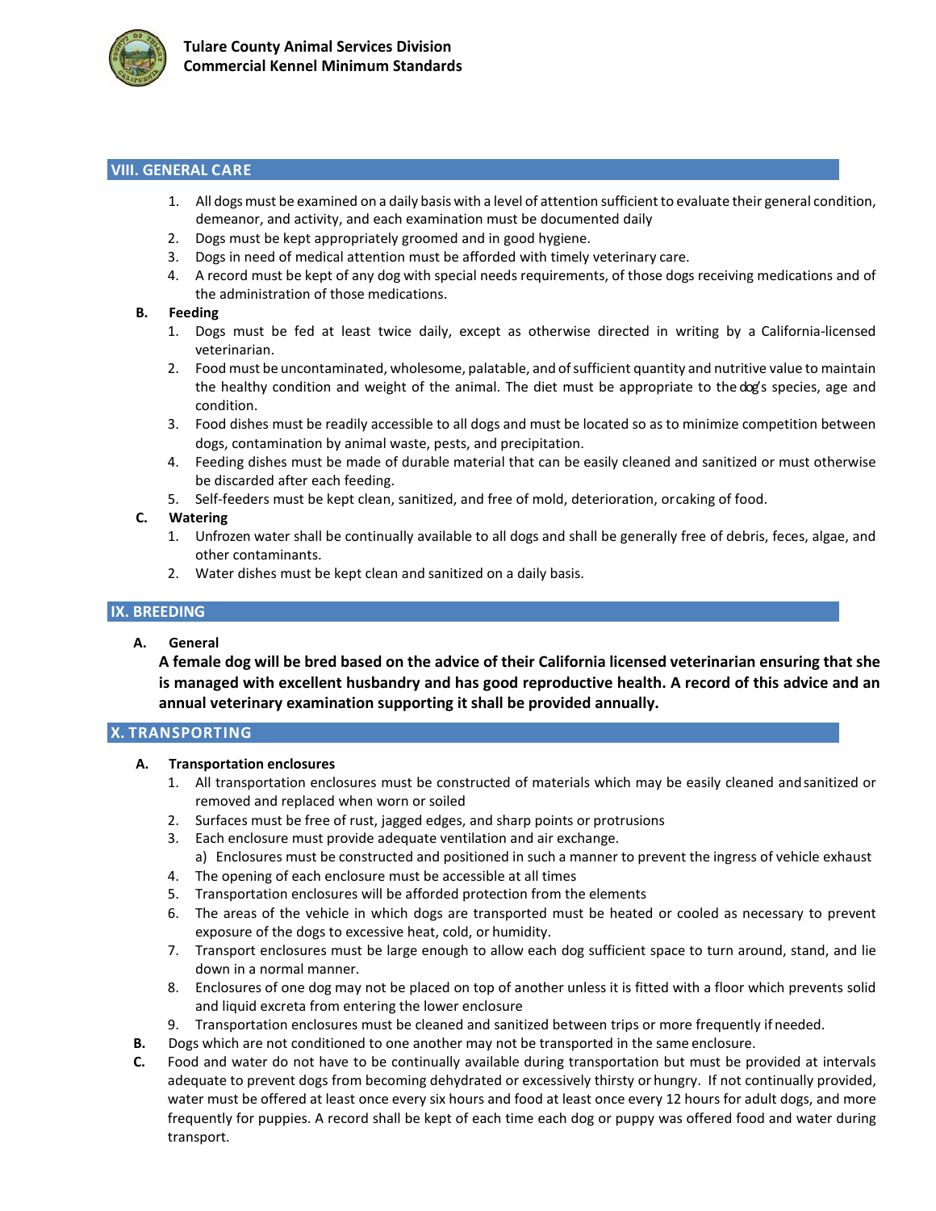## VIII. GENERAL CARE

1. All dogs must be examined on a daily basis with a level of attention sufficient to evaluate their general condition, demeanor, and activity, and each examination must be documented daily
2. Dogs must be kept appropriately groomed and in good hygiene.
3. Dogs in need of medical attention must be afforded with timely veterinary care.
4. A record must be kept of any dog with special needs requirements, of those dogs receiving medications and of the administration of those medications.

**B. Feeding**

1. Dogs must be fed at least twice daily, except as otherwise directed in writing by a California-licensed veterinarian.
2. Food must be uncontaminated, wholesome, palatable, and of sufficient quantity and nutritive value to maintain the healthy condition and weight of the animal. The diet must be appropriate to the dog's species, age and condition.
3. Food dishes must be readily accessible to all dogs and must be located so as to minimize competition between dogs, contamination by animal waste, pests, and precipitation.
4. Feeding dishes must be made of durable material that can be easily cleaned and sanitized or must otherwise be discarded after each feeding.
5. Self-feeders must be kept clean, sanitized, and free of mold, deterioration, or caking of food.

**C. Watering**

1. Unfrozen water shall be continually available to all dogs and shall be generally free of debris, feces, algae, and other contaminants.
2. Water dishes must be kept clean and sanitized on a daily basis.

## IX. BREEDING

**A. General**

**A female dog will be bred based on the advice of their California licensed veterinarian ensuring that she is managed with excellent husbandry and has good reproductive health. A record of this advice and an annual veterinary examination supporting it shall be provided annually.**

## X. TRANSPORTING

**A. Transportation enclosures**

1. All transportation enclosures must be constructed of materials which may be easily cleaned and sanitized or removed and replaced when worn or soiled
2. Surfaces must be free of rust, jagged edges, and sharp points or protrusions
3. Each enclosure must provide adequate ventilation and air exchange.
   a) Enclosures must be constructed and positioned in such a manner to prevent the ingress of vehicle exhaust
4. The opening of each enclosure must be accessible at all times
5. Transportation enclosures will be afforded protection from the elements
6. The areas of the vehicle in which dogs are transported must be heated or cooled as necessary to prevent exposure of the dogs to excessive heat, cold, or humidity.
7. Transport enclosures must be large enough to allow each dog sufficient space to turn around, stand, and lie down in a normal manner.
8. Enclosures of one dog may not be placed on top of another unless it is fitted with a floor which prevents solid and liquid excreta from entering the lower enclosure
9. Transportation enclosures must be cleaned and sanitized between trips or more frequently if needed.

**B.** Dogs which are not conditioned to one another may not be transported in the same enclosure.

**C.** Food and water do not have to be continually available during transportation but must be provided at intervals adequate to prevent dogs from becoming dehydrated or excessively thirsty or hungry. If not continually provided, water must be offered at least once every six hours and food at least once every 12 hours for adult dogs, and more frequently for puppies. A record shall be kept of each time each dog or puppy was offered food and water during transport.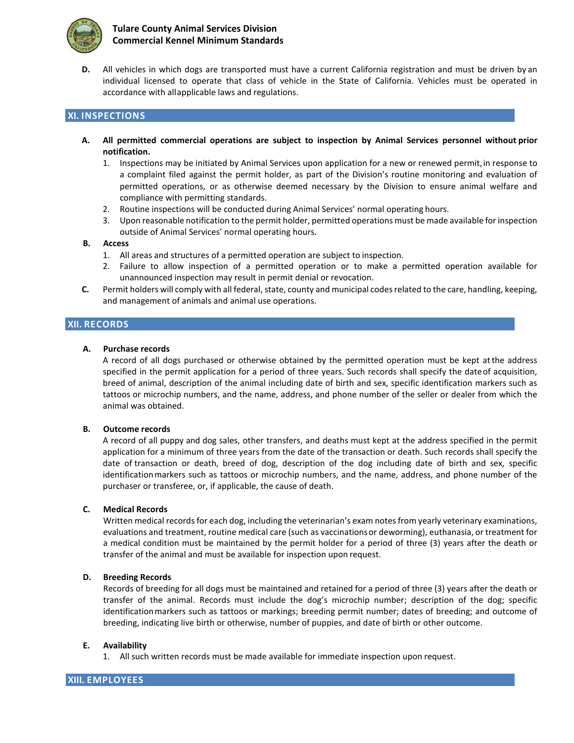**D.** All vehicles in which dogs are transported must have a current California registration and must be driven by an individual licensed to operate that class of vehicle in the State of California. Vehicles must be operated in accordance with all applicable laws and regulations.

## XI. INSPECTIONS

**A. All permitted commercial operations are subject to inspection by Animal Services personnel without prior notification.**

1. Inspections may be initiated by Animal Services upon application for a new or renewed permit, in response to a complaint filed against the permit holder, as part of the Division's routine monitoring and evaluation of permitted operations, or as otherwise deemed necessary by the Division to ensure animal welfare and compliance with permitting standards.
2. Routine inspections will be conducted during Animal Services' normal operating hours.
3. Upon reasonable notification to the permit holder, permitted operations must be made available for inspection outside of Animal Services' normal operating hours.

**B. Access**

1. All areas and structures of a permitted operation are subject to inspection.
2. Failure to allow inspection of a permitted operation or to make a permitted operation available for unannounced inspection may result in permit denial or revocation.

**C.** Permit holders will comply with all federal, state, county and municipal codes related to the care, handling, keeping, and management of animals and animal use operations.

## XII. RECORDS

**A. Purchase records**

A record of all dogs purchased or otherwise obtained by the permitted operation must be kept at the address specified in the permit application for a period of three years. Such records shall specify the date of acquisition, breed of animal, description of the animal including date of birth and sex, specific identification markers such as tattoos or microchip numbers, and the name, address, and phone number of the seller or dealer from which the animal was obtained.

**B. Outcome records**

A record of all puppy and dog sales, other transfers, and deaths must kept at the address specified in the permit application for a minimum of three years from the date of the transaction or death. Such records shall specify the date of transaction or death, breed of dog, description of the dog including date of birth and sex, specific identification markers such as tattoos or microchip numbers, and the name, address, and phone number of the purchaser or transferee, or, if applicable, the cause of death.

**C. Medical Records**

Written medical records for each dog, including the veterinarian's exam notes from yearly veterinary examinations, evaluations and treatment, routine medical care (such as vaccinations or deworming), euthanasia, or treatment for a medical condition must be maintained by the permit holder for a period of three (3) years after the death or transfer of the animal and must be available for inspection upon request.

**D. Breeding Records**

Records of breeding for all dogs must be maintained and retained for a period of three (3) years after the death or transfer of the animal. Records must include the dog's microchip number; description of the dog; specific identification markers such as tattoos or markings; breeding permit number; dates of breeding; and outcome of breeding, indicating live birth or otherwise, number of puppies, and date of birth or other outcome.

**E. Availability**

1. All such written records must be made available for immediate inspection upon request.

## XIII. EMPLOYEES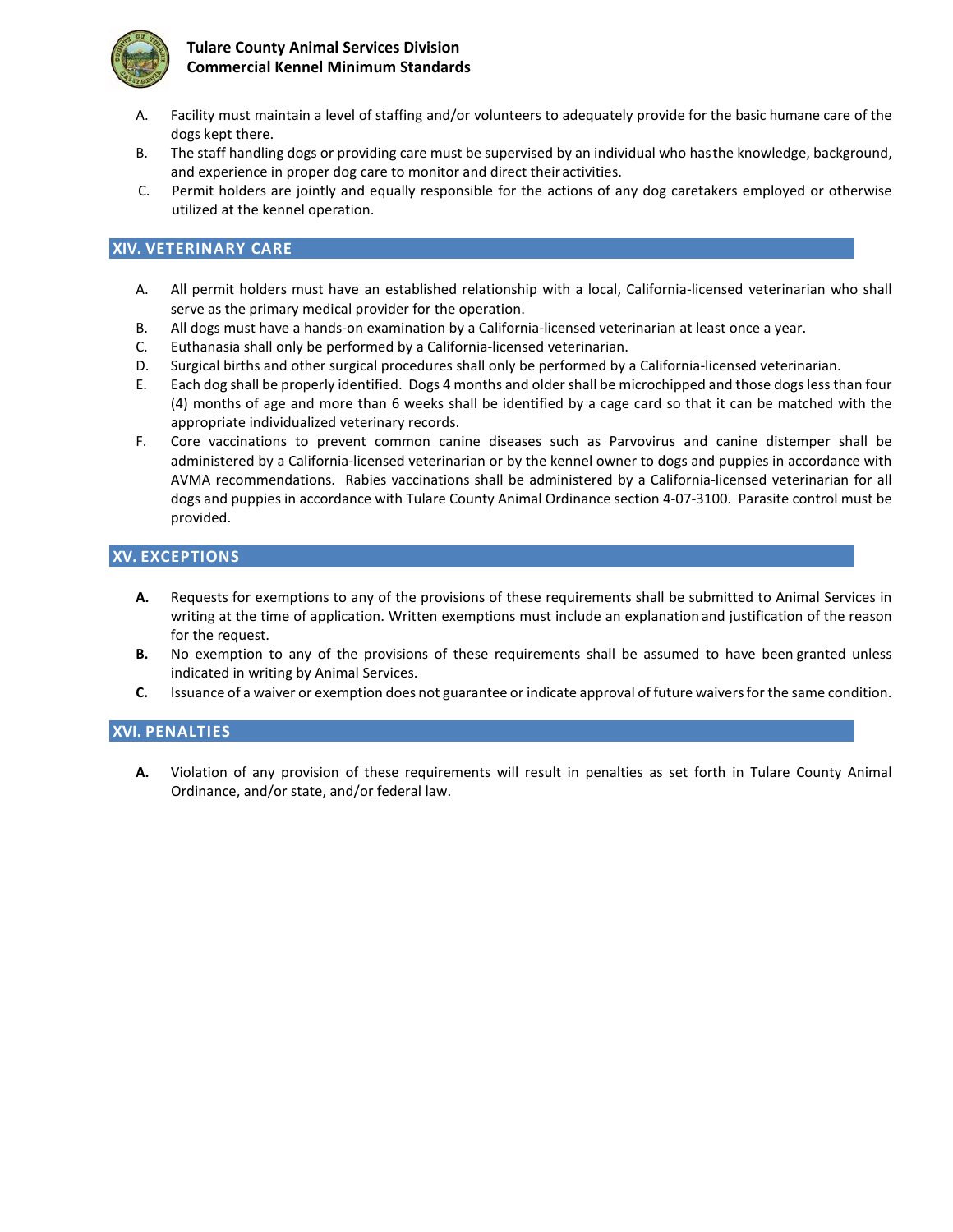A. Facility must maintain a level of staffing and/or volunteers to adequately provide for the basic humane care of the dogs kept there.

B. The staff handling dogs or providing care must be supervised by an individual who has the knowledge, background, and experience in proper dog care to monitor and direct their activities.

C. Permit holders are jointly and equally responsible for the actions of any dog caretakers employed or otherwise utilized at the kennel operation.

## XIV. VETERINARY CARE

A. All permit holders must have an established relationship with a local, California-licensed veterinarian who shall serve as the primary medical provider for the operation.

B. All dogs must have a hands-on examination by a California-licensed veterinarian at least once a year.

C. Euthanasia shall only be performed by a California-licensed veterinarian.

D. Surgical births and other surgical procedures shall only be performed by a California-licensed veterinarian.

E. Each dog shall be properly identified. Dogs 4 months and older shall be microchipped and those dogs less than four (4) months of age and more than 6 weeks shall be identified by a cage card so that it can be matched with the appropriate individualized veterinary records.

F. Core vaccinations to prevent common canine diseases such as Parvovirus and canine distemper shall be administered by a California-licensed veterinarian or by the kennel owner to dogs and puppies in accordance with AVMA recommendations. Rabies vaccinations shall be administered by a California-licensed veterinarian for all dogs and puppies in accordance with Tulare County Animal Ordinance section 4-07-3100. Parasite control must be provided.

## XV. EXCEPTIONS

**A.** Requests for exemptions to any of the provisions of these requirements shall be submitted to Animal Services in writing at the time of application. Written exemptions must include an explanation and justification of the reason for the request.

**B.** No exemption to any of the provisions of these requirements shall be assumed to have been granted unless indicated in writing by Animal Services.

**C.** Issuance of a waiver or exemption does not guarantee or indicate approval of future waivers for the same condition.

## XVI. PENALTIES

**A.** Violation of any provision of these requirements will result in penalties as set forth in Tulare County Animal Ordinance, and/or state, and/or federal law.